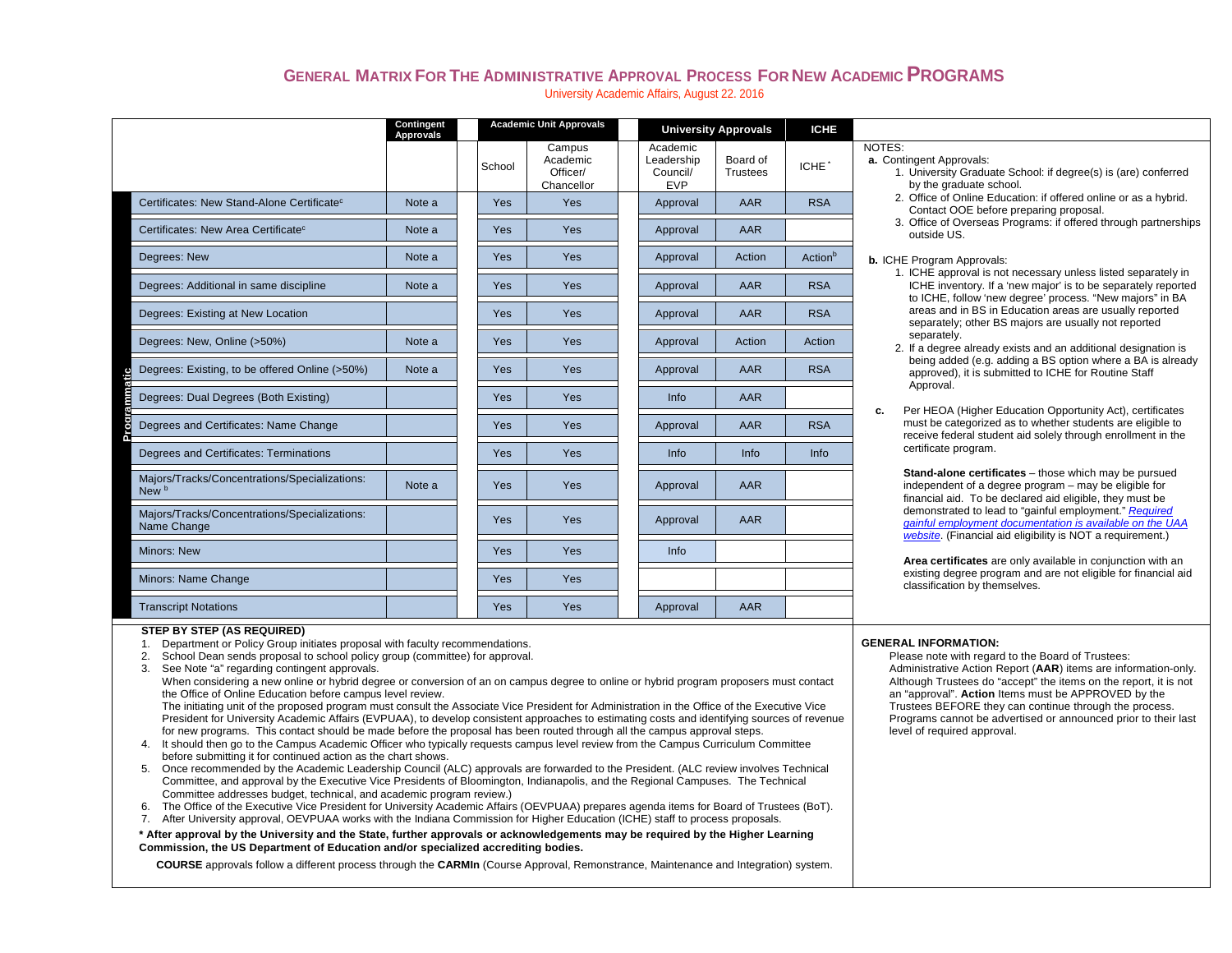# GENERAL MATRIX FOR THE ADMINISTRATIVE APPROVAL PROCESS FOR NEW ACADEMIC PROGRAMS

University Academic Affairs, August 22. 2016

| | | Contingent Approvals | Academic Unit Approvals | | University Approvals | | ICHE |
|---|---|---|---|---|---|---|---|
| | | | School | Campus Academic Officer/ Chancellor | Academic Leadership Council/ EVP | Board of Trustees | ICHE* |
| Programmatic | Certificates: New Stand-Alone Certificate[c] | Note a | Yes | Yes | Approval | AAR | RSA |
| | Certificates: New Area Certificate[c] | Note a | Yes | Yes | Approval | AAR | |
| | Degrees: New | Note a | Yes | Yes | Approval | Action | Action[b] |
| | Degrees: Additional in same discipline | Note a | Yes | Yes | Approval | AAR | RSA |
| | Degrees: Existing at New Location | | Yes | Yes | Approval | AAR | RSA |
| | Degrees: New, Online (>50%) | Note a | Yes | Yes | Approval | Action | Action |
| | Degrees: Existing, to be offered Online (>50%) | Note a | Yes | Yes | Approval | AAR | RSA |
| | Degrees: Dual Degrees (Both Existing) | | Yes | Yes | Info | AAR | |
| | Degrees and Certificates: Name Change | | Yes | Yes | Approval | AAR | RSA |
| | Degrees and Certificates: Terminations | | Yes | Yes | Info | Info | Info |
| | Majors/Tracks/Concentrations/Specializations: New [b] | Note a | Yes | Yes | Approval | AAR | |
| | Majors/Tracks/Concentrations/Specializations: Name Change | | Yes | Yes | Approval | AAR | |
| | Minors: New | | Yes | Yes | Info | | |
| | Minors: Name Change | | Yes | Yes | | | |
| | Transcript Notations | | Yes | Yes | Approval | AAR | |

NOTES:

**a.** Contingent Approvals:
1. University Graduate School: if degree(s) is (are) conferred by the graduate school.
2. Office of Online Education: if offered online or as a hybrid. Contact OOE before preparing proposal.
3. Office of Overseas Programs: if offered through partnerships outside US.

**b.** ICHE Program Approvals:
1. ICHE approval is not necessary unless listed separately in ICHE inventory. If a 'new major' is to be separately reported to ICHE, follow 'new degree' process. "New majors" in BA areas and in BS in Education areas are usually reported separately; other BS majors are usually not reported separately.
2. If a degree already exists and an additional designation is being added (e.g. adding a BS option where a BA is already approved), it is submitted to ICHE for Routine Staff Approval.

**c.** Per HEOA (Higher Education Opportunity Act), certificates must be categorized as to whether students are eligible to receive federal student aid solely through enrollment in the certificate program.

**Stand-alone certificates** – those which may be pursued independent of a degree program – may be eligible for financial aid. To be declared aid eligible, they must be demonstrated to lead to "gainful employment." *Required gainful employment documentation is available on the UAA website*. (Financial aid eligibility is NOT a requirement.)

**Area certificates** are only available in conjunction with an existing degree program and are not eligible for financial aid classification by themselves.

**STEP BY STEP (AS REQUIRED)**

1. Department or Policy Group initiates proposal with faculty recommendations.
2. School Dean sends proposal to school policy group (committee) for approval.
3. See Note "a" regarding contingent approvals.
   When considering a new online or hybrid degree or conversion of an on campus degree to online or hybrid program proposers must contact the Office of Online Education before campus level review.
   The initiating unit of the proposed program must consult the Associate Vice President for Administration in the Office of the Executive Vice President for University Academic Affairs (EVPUAA), to develop consistent approaches to estimating costs and identifying sources of revenue for new programs. This contact should be made before the proposal has been routed through all the campus approval steps.
4. It should then go to the Campus Academic Officer who typically requests campus level review from the Campus Curriculum Committee before submitting it for continued action as the chart shows.
5. Once recommended by the Academic Leadership Council (ALC) approvals are forwarded to the President. (ALC review involves Technical Committee, and approval by the Executive Vice Presidents of Bloomington, Indianapolis, and the Regional Campuses. The Technical Committee addresses budget, technical, and academic program review.)
6. The Office of the Executive Vice President for University Academic Affairs (OEVPUAA) prepares agenda items for Board of Trustees (BoT).
7. After University approval, OEVPUAA works with the Indiana Commission for Higher Education (ICHE) staff to process proposals.

**\* After approval by the University and the State, further approvals or acknowledgements may be required by the Higher Learning Commission, the US Department of Education and/or specialized accrediting bodies.**

**COURSE** approvals follow a different process through the **CARMIn** (Course Approval, Remonstrance, Maintenance and Integration) system.

**GENERAL INFORMATION:**

Please note with regard to the Board of Trustees: Administrative Action Report (**AAR**) items are information-only. Although Trustees do "accept" the items on the report, it is not an "approval". **Action** Items must be APPROVED by the Trustees BEFORE they can continue through the process. Programs cannot be advertised or announced prior to their last level of required approval.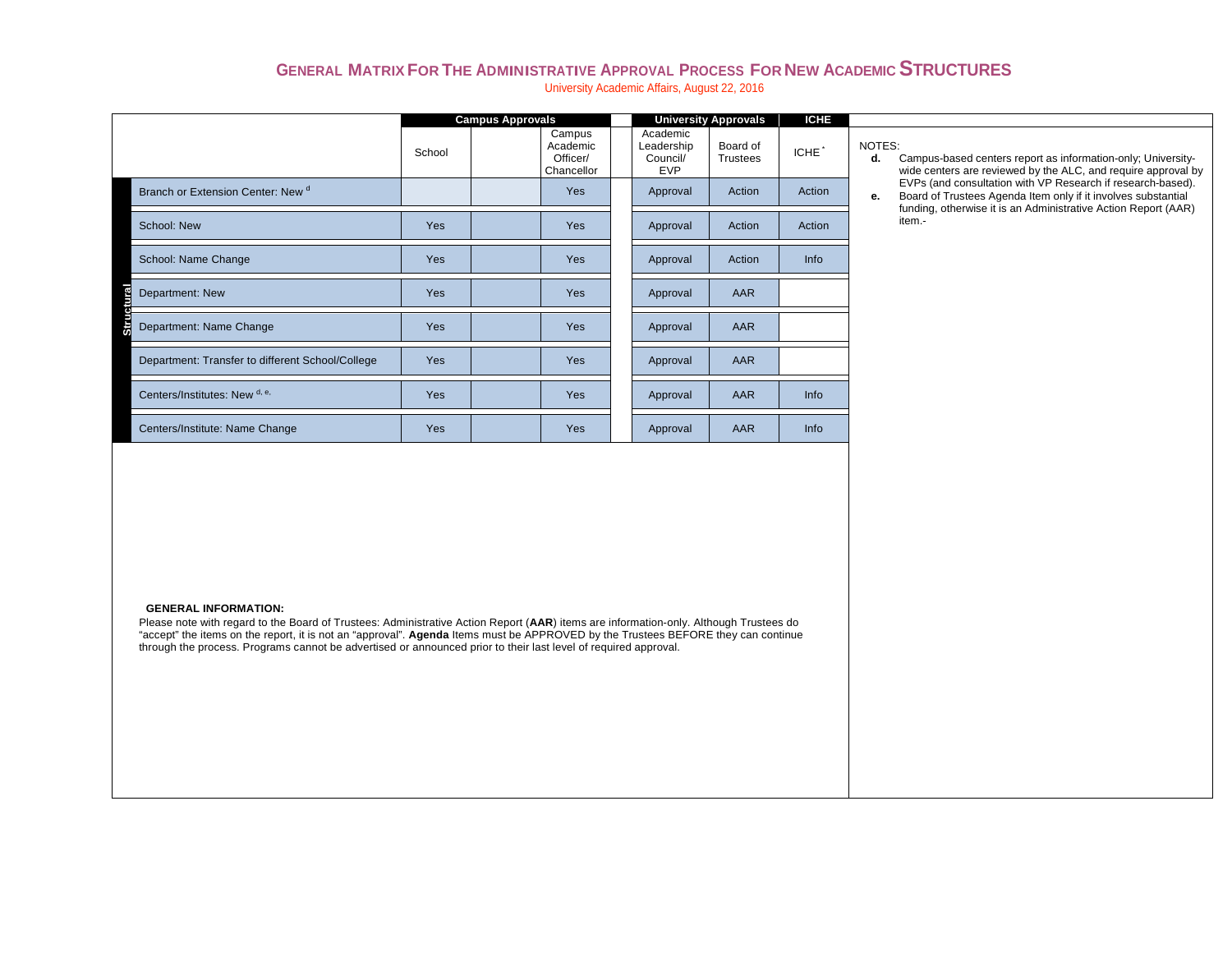# GENERAL MATRIX FOR THE ADMINISTRATIVE APPROVAL PROCESS FOR NEW ACADEMIC STRUCTURES

University Academic Affairs, August 22, 2016

| | | Campus Approvals | | | | University Approvals | | ICHE |
|---|---|---|---|---|---|---|---|---|
| | | School | | Campus Academic Officer/ Chancellor | | Academic Leadership Council/ EVP | Board of Trustees | ICHE * |
| Structural | Branch or Extension Center: New [d] | | | Yes | | Approval | Action | Action |
| | School: New | Yes | | Yes | | Approval | Action | Action |
| | School: Name Change | Yes | | Yes | | Approval | Action | Info |
| | Department: New | Yes | | Yes | | Approval | AAR | |
| | Department: Name Change | Yes | | Yes | | Approval | AAR | |
| | Department: Transfer to different School/College | Yes | | Yes | | Approval | AAR | |
| | Centers/Institutes: New [d, e,] | Yes | | Yes | | Approval | AAR | Info |
| | Centers/Institute: Name Change | Yes | | Yes | | Approval | AAR | Info |

NOTES:

**d.** Campus-based centers report as information-only; University-wide centers are reviewed by the ALC, and require approval by EVPs (and consultation with VP Research if research-based).

**e.** Board of Trustees Agenda Item only if it involves substantial funding, otherwise it is an Administrative Action Report (AAR) item.-

**GENERAL INFORMATION:**

Please note with regard to the Board of Trustees: Administrative Action Report (**AAR**) items are information-only. Although Trustees do "accept" the items on the report, it is not an "approval". **Agenda** Items must be APPROVED by the Trustees BEFORE they can continue through the process. Programs cannot be advertised or announced prior to their last level of required approval.